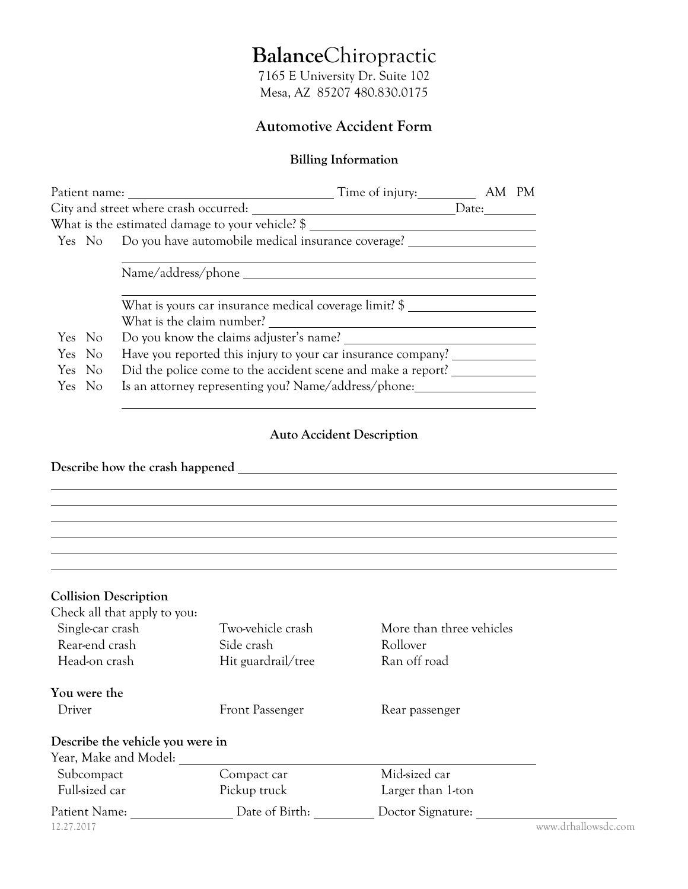# **Balance**Chiropractic

7165 E University Dr. Suite 102
Mesa, AZ 85207 480.830.0175

## Automotive Accident Form

### Billing Information

Patient name: ______________________________ Time of injury:_________ AM PM

City and street where crash occurred: ______________________________ Date:________

What is the estimated damage to your vehicle? $ ______________________________

Yes No Do you have automobile medical insurance coverage? ____________________

______________________________________________

Name/address/phone ______________________________

______________________________________________

What is yours car insurance medical coverage limit? $ ____________________

What is the claim number? ______________________________

Yes No Do you know the claims adjuster's name? ____________________

Yes No Have you reported this injury to your car insurance company? ____________

Yes No Did the police come to the accident scene and make a report? ____________

Yes No Is an attorney representing you? Name/address/phone:____________________

______________________________________________

### Auto Accident Description

**Describe how the crash happened** ______________________________________________

______________________________________________

______________________________________________

______________________________________________

______________________________________________

______________________________________________

______________________________________________

**Collision Description**

Check all that apply to you:

| | | |
|---|---|---|
| Single-car crash | Two-vehicle crash | More than three vehicles |
| Rear-end crash | Side crash | Rollover |
| Head-on crash | Hit guardrail/tree | Ran off road |

**You were the**

| | | |
|---|---|---|
| Driver | Front Passenger | Rear passenger |

**Describe the vehicle you were in**

Year, Make and Model: ______________________________

| | | |
|---|---|---|
| Subcompact | Compact car | Mid-sized car |
| Full-sized car | Pickup truck | Larger than 1-ton |

Patient Name: ______________ Date of Birth: __________ Doctor Signature: ____________________

12.27.2017 www.drhallowsdc.com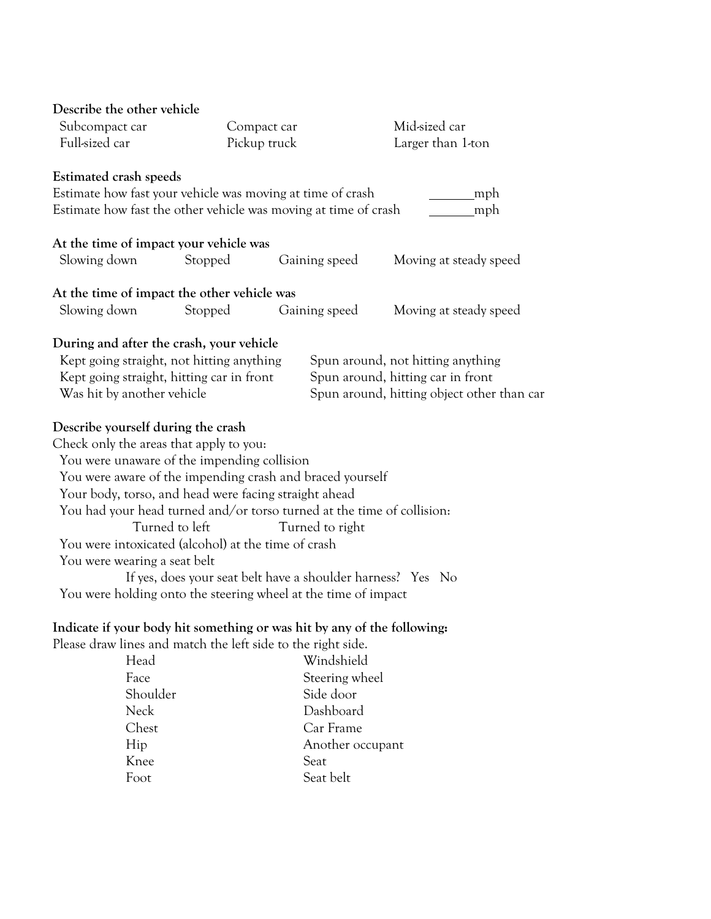**Describe the other vehicle**

| | | |
|---|---|---|
| Subcompact car | Compact car | Mid-sized car |
| Full-sized car | Pickup truck | Larger than 1-ton |

**Estimated crash speeds**

Estimate how fast your vehicle was moving at time of crash ________mph

Estimate how fast the other vehicle was moving at time of crash ________mph

**At the time of impact your vehicle was**

Slowing down    Stopped    Gaining speed    Moving at steady speed

**At the time of impact the other vehicle was**

Slowing down    Stopped    Gaining speed    Moving at steady speed

**During and after the crash, your vehicle**

| | |
|---|---|
| Kept going straight, not hitting anything | Spun around, not hitting anything |
| Kept going straight, hitting car in front | Spun around, hitting car in front |
| Was hit by another vehicle | Spun around, hitting object other than car |

**Describe yourself during the crash**

Check only the areas that apply to you:

- You were unaware of the impending collision
- You were aware of the impending crash and braced yourself
- Your body, torso, and head were facing straight ahead
- You had your head turned and/or torso turned at the time of collision:
  - Turned to left    Turned to right
- You were intoxicated (alcohol) at the time of crash
- You were wearing a seat belt
  - If yes, does your seat belt have a shoulder harness? Yes No
- You were holding onto the steering wheel at the time of impact

**Indicate if your body hit something or was hit by any of the following:**

Please draw lines and match the left side to the right side.

| | |
|---|---|
| Head | Windshield |
| Face | Steering wheel |
| Shoulder | Side door |
| Neck | Dashboard |
| Chest | Car Frame |
| Hip | Another occupant |
| Knee | Seat |
| Foot | Seat belt |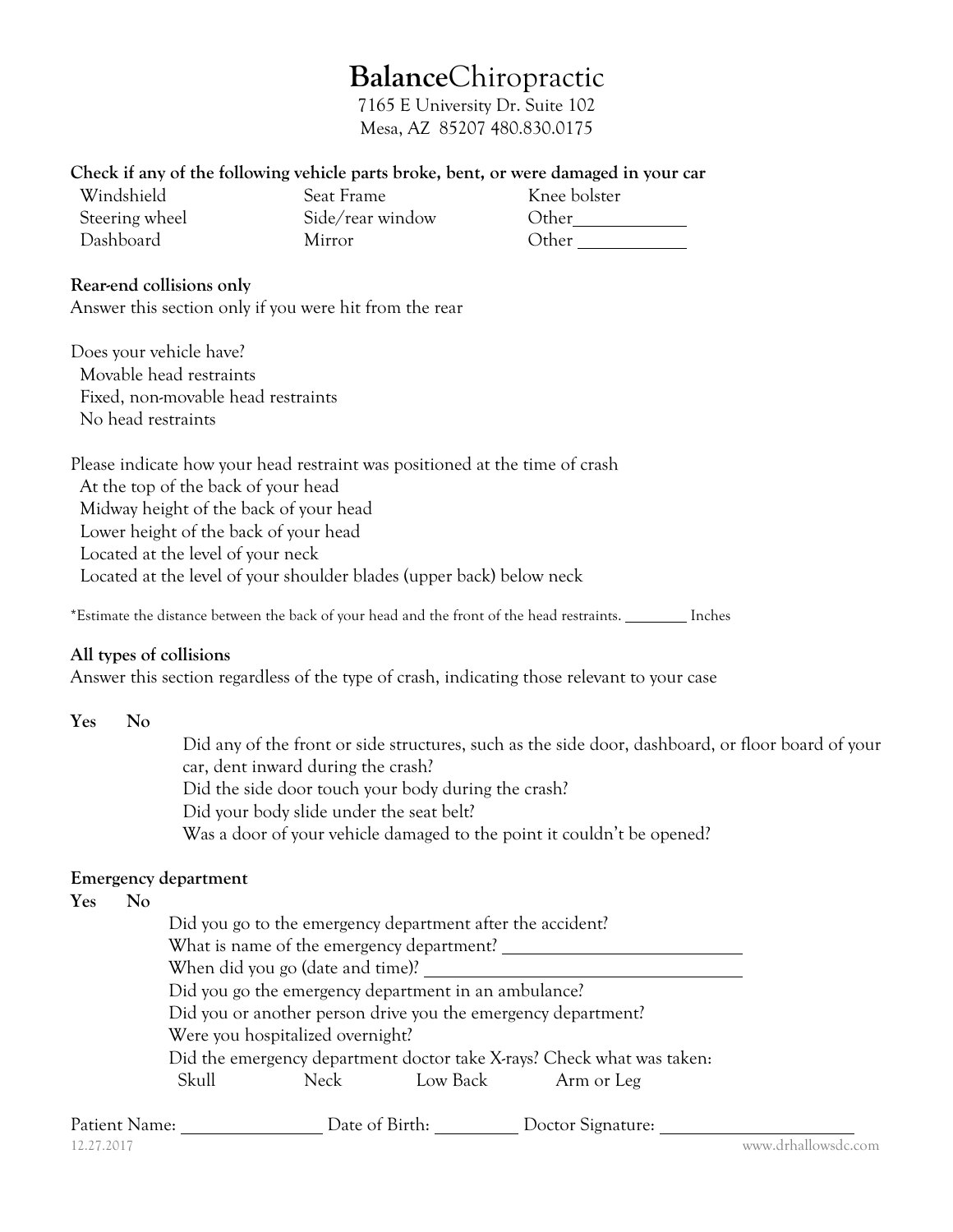# **Balance**Chiropractic

7165 E University Dr. Suite 102
Mesa, AZ 85207 480.830.0175

**Check if any of the following vehicle parts broke, bent, or were damaged in your car**

| | | |
|---|---|---|
| Windshield | Seat Frame | Knee bolster |
| Steering wheel | Side/rear window | Other____________ |
| Dashboard | Mirror | Other ____________ |

**Rear-end collisions only**
Answer this section only if you were hit from the rear

Does your vehicle have?
- Movable head restraints
- Fixed, non-movable head restraints
- No head restraints

Please indicate how your head restraint was positioned at the time of crash
- At the top of the back of your head
- Midway height of the back of your head
- Lower height of the back of your head
- Located at the level of your neck
- Located at the level of your shoulder blades (upper back) below neck

*Estimate the distance between the back of your head and the front of the head restraints. ________ Inches

**All types of collisions**
Answer this section regardless of the type of crash, indicating those relevant to your case

| **Yes** | **No** | |
|---|---|---|
| | | Did any of the front or side structures, such as the side door, dashboard, or floor board of your car, dent inward during the crash? |
| | | Did the side door touch your body during the crash? |
| | | Did your body slide under the seat belt? |
| | | Was a door of your vehicle damaged to the point it couldn't be opened? |

**Emergency department**

| **Yes** | **No** | |
|---|---|---|
| | | Did you go to the emergency department after the accident? |
| | | What is name of the emergency department? ____________________________ |
| | | When did you go (date and time)? ____________________________ |
| | | Did you go the emergency department in an ambulance? |
| | | Did you or another person drive you the emergency department? |
| | | Were you hospitalized overnight? |
| | | Did the emergency department doctor take X-rays? Check what was taken: |
| | | Skull &nbsp;&nbsp; Neck &nbsp;&nbsp; Low Back &nbsp;&nbsp; Arm or Leg |

Patient Name: ________________ Date of Birth: __________ Doctor Signature: ______________________

12.27.2017 www.drhallowsdc.com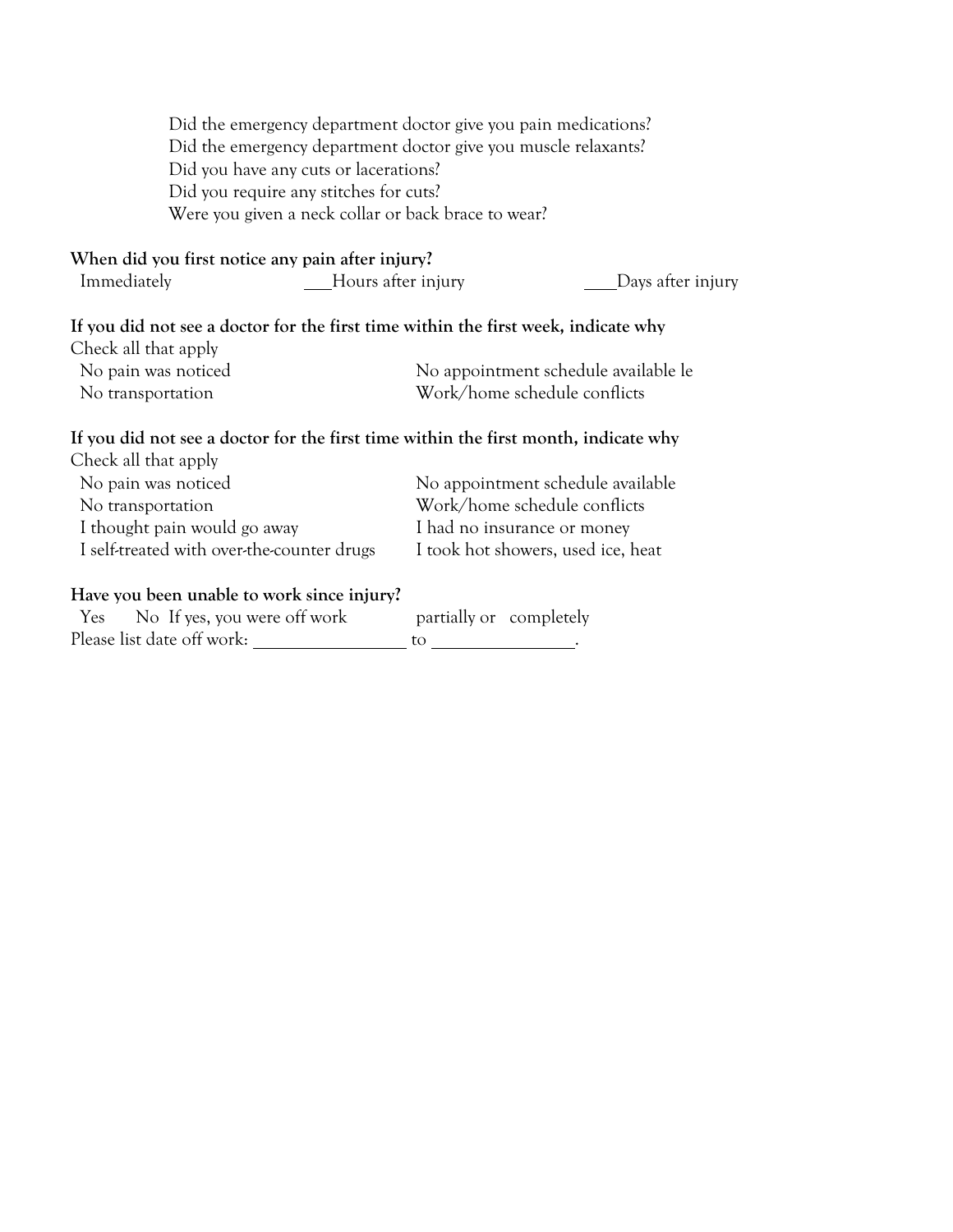Did the emergency department doctor give you pain medications?
Did the emergency department doctor give you muscle relaxants?
Did you have any cuts or lacerations?
Did you require any stitches for cuts?
Were you given a neck collar or back brace to wear?

**When did you first notice any pain after injury?**

Immediately ___Hours after injury ____Days after injury

**If you did not see a doctor for the first time within the first week, indicate why**

Check all that apply

| | |
|---|---|
| No pain was noticed | No appointment schedule available le |
| No transportation | Work/home schedule conflicts |

**If you did not see a doctor for the first time within the first month, indicate why**

Check all that apply

| | |
|---|---|
| No pain was noticed | No appointment schedule available |
| No transportation | Work/home schedule conflicts |
| I thought pain would go away | I had no insurance or money |
| I self-treated with over-the-counter drugs | I took hot showers, used ice, heat |

**Have you been unable to work since injury?**

Yes No If yes, you were off work partially or completely

Please list date off work: ________________ to ________________.